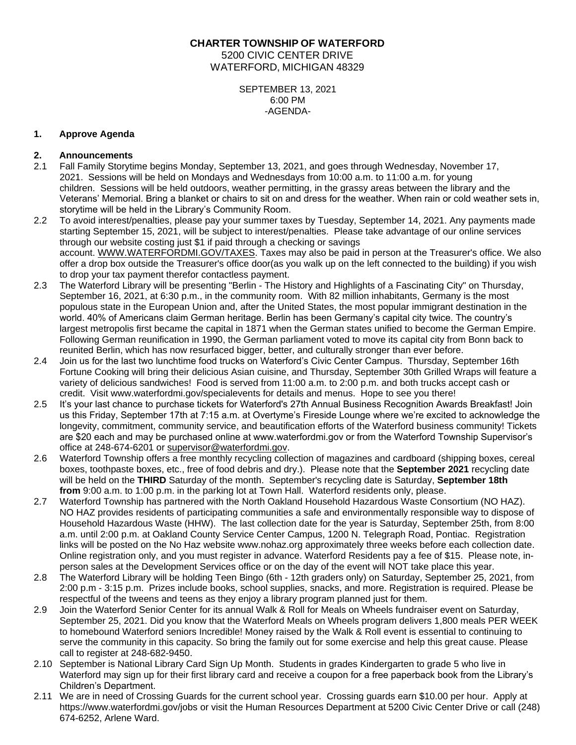**CHARTER TOWNSHIP OF WATERFORD**
5200 CIVIC CENTER DRIVE
WATERFORD, MICHIGAN 48329

SEPTEMBER 13, 2021
6:00 PM
-AGENDA-

## 1. Approve Agenda

## 2. Announcements

2.1 Fall Family Storytime begins Monday, September 13, 2021, and goes through Wednesday, November 17, 2021. Sessions will be held on Mondays and Wednesdays from 10:00 a.m. to 11:00 a.m. for young children. Sessions will be held outdoors, weather permitting, in the grassy areas between the library and the Veterans' Memorial. Bring a blanket or chairs to sit on and dress for the weather. When rain or cold weather sets in, storytime will be held in the Library's Community Room.

2.2 To avoid interest/penalties, please pay your summer taxes by Tuesday, September 14, 2021. Any payments made starting September 15, 2021, will be subject to interest/penalties. Please take advantage of our online services through our website costing just $1 if paid through a checking or savings account. WWW.WATERFORDMI.GOV/TAXES. Taxes may also be paid in person at the Treasurer's office. We also offer a drop box outside the Treasurer's office door(as you walk up on the left connected to the building) if you wish to drop your tax payment therefor contactless payment.

2.3 The Waterford Library will be presenting "Berlin - The History and Highlights of a Fascinating City" on Thursday, September 16, 2021, at 6:30 p.m., in the community room. With 82 million inhabitants, Germany is the most populous state in the European Union and, after the United States, the most popular immigrant destination in the world. 40% of Americans claim German heritage. Berlin has been Germany's capital city twice. The country's largest metropolis first became the capital in 1871 when the German states unified to become the German Empire. Following German reunification in 1990, the German parliament voted to move its capital city from Bonn back to reunited Berlin, which has now resurfaced bigger, better, and culturally stronger than ever before.

2.4 Join us for the last two lunchtime food trucks on Waterford's Civic Center Campus. Thursday, September 16th Fortune Cooking will bring their delicious Asian cuisine, and Thursday, September 30th Grilled Wraps will feature a variety of delicious sandwiches! Food is served from 11:00 a.m. to 2:00 p.m. and both trucks accept cash or credit. Visit www.waterfordmi.gov/specialevents for details and menus. Hope to see you there!

2.5 It's your last chance to purchase tickets for Waterford's 27th Annual Business Recognition Awards Breakfast! Join us this Friday, September 17th at 7:15 a.m. at Overtyme's Fireside Lounge where we're excited to acknowledge the longevity, commitment, community service, and beautification efforts of the Waterford business community! Tickets are $20 each and may be purchased online at www.waterfordmi.gov or from the Waterford Township Supervisor's office at 248-674-6201 or supervisor@waterfordmi.gov.

2.6 Waterford Township offers a free monthly recycling collection of magazines and cardboard (shipping boxes, cereal boxes, toothpaste boxes, etc., free of food debris and dry.). Please note that the **September 2021** recycling date will be held on the **THIRD** Saturday of the month. September's recycling date is Saturday, **September 18th from** 9:00 a.m. to 1:00 p.m. in the parking lot at Town Hall. Waterford residents only, please.

2.7 Waterford Township has partnered with the North Oakland Household Hazardous Waste Consortium (NO HAZ). NO HAZ provides residents of participating communities a safe and environmentally responsible way to dispose of Household Hazardous Waste (HHW). The last collection date for the year is Saturday, September 25th, from 8:00 a.m. until 2:00 p.m. at Oakland County Service Center Campus, 1200 N. Telegraph Road, Pontiac. Registration links will be posted on the No Haz website www.nohaz.org approximately three weeks before each collection date. Online registration only, and you must register in advance. Waterford Residents pay a fee of $15. Please note, in-person sales at the Development Services office or on the day of the event will NOT take place this year.

2.8 The Waterford Library will be holding Teen Bingo (6th - 12th graders only) on Saturday, September 25, 2021, from 2:00 p.m - 3:15 p.m. Prizes include books, school supplies, snacks, and more. Registration is required. Please be respectful of the tweens and teens as they enjoy a library program planned just for them.

2.9 Join the Waterford Senior Center for its annual Walk & Roll for Meals on Wheels fundraiser event on Saturday, September 25, 2021. Did you know that the Waterford Meals on Wheels program delivers 1,800 meals PER WEEK to homebound Waterford seniors Incredible! Money raised by the Walk & Roll event is essential to continuing to serve the community in this capacity. So bring the family out for some exercise and help this great cause. Please call to register at 248-682-9450.

2.10 September is National Library Card Sign Up Month. Students in grades Kindergarten to grade 5 who live in Waterford may sign up for their first library card and receive a coupon for a free paperback book from the Library's Children's Department.

2.11 We are in need of Crossing Guards for the current school year. Crossing guards earn $10.00 per hour. Apply at https://www.waterfordmi.gov/jobs or visit the Human Resources Department at 5200 Civic Center Drive or call (248) 674-6252, Arlene Ward.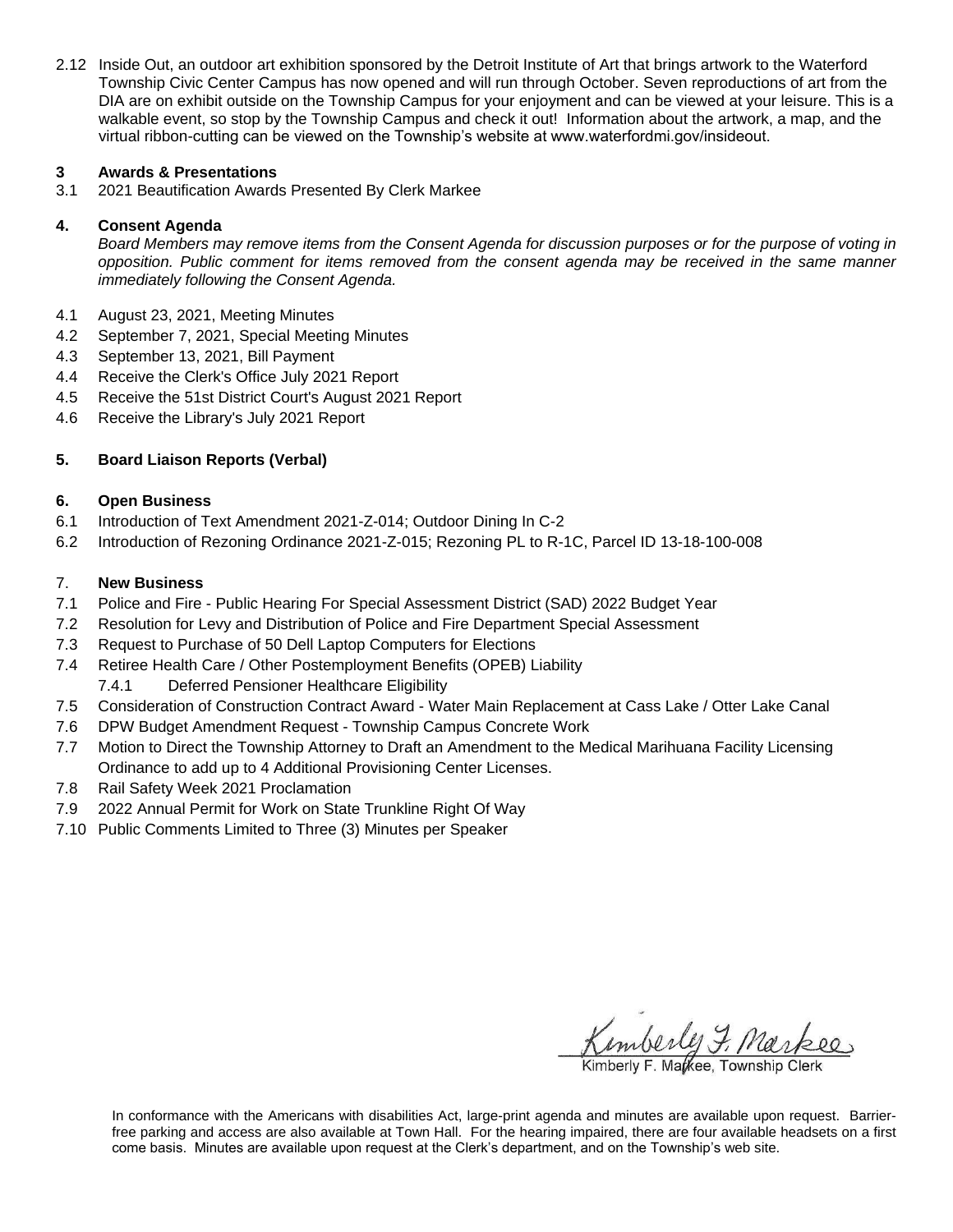2.12 Inside Out, an outdoor art exhibition sponsored by the Detroit Institute of Art that brings artwork to the Waterford Township Civic Center Campus has now opened and will run through October. Seven reproductions of art from the DIA are on exhibit outside on the Township Campus for your enjoyment and can be viewed at your leisure. This is a walkable event, so stop by the Township Campus and check it out! Information about the artwork, a map, and the virtual ribbon-cutting can be viewed on the Township's website at www.waterfordmi.gov/insideout.

**3 Awards & Presentations**

3.1 2021 Beautification Awards Presented By Clerk Markee

**4. Consent Agenda**

*Board Members may remove items from the Consent Agenda for discussion purposes or for the purpose of voting in opposition. Public comment for items removed from the consent agenda may be received in the same manner immediately following the Consent Agenda.*

4.1 August 23, 2021, Meeting Minutes
4.2 September 7, 2021, Special Meeting Minutes
4.3 September 13, 2021, Bill Payment
4.4 Receive the Clerk's Office July 2021 Report
4.5 Receive the 51st District Court's August 2021 Report
4.6 Receive the Library's July 2021 Report

**5. Board Liaison Reports (Verbal)**

**6. Open Business**

6.1 Introduction of Text Amendment 2021-Z-014; Outdoor Dining In C-2
6.2 Introduction of Rezoning Ordinance 2021-Z-015; Rezoning PL to R-1C, Parcel ID 13-18-100-008

7. **New Business**

7.1 Police and Fire - Public Hearing For Special Assessment District (SAD) 2022 Budget Year
7.2 Resolution for Levy and Distribution of Police and Fire Department Special Assessment
7.3 Request to Purchase of 50 Dell Laptop Computers for Elections
7.4 Retiree Health Care / Other Postemployment Benefits (OPEB) Liability
    7.4.1 Deferred Pensioner Healthcare Eligibility
7.5 Consideration of Construction Contract Award - Water Main Replacement at Cass Lake / Otter Lake Canal
7.6 DPW Budget Amendment Request - Township Campus Concrete Work
7.7 Motion to Direct the Township Attorney to Draft an Amendment to the Medical Marihuana Facility Licensing Ordinance to add up to 4 Additional Provisioning Center Licenses.
7.8 Rail Safety Week 2021 Proclamation
7.9 2022 Annual Permit for Work on State Trunkline Right Of Way
7.10 Public Comments Limited to Three (3) Minutes per Speaker

Kimberly F. Markee

Kimberly F. Markee, Township Clerk

In conformance with the Americans with disabilities Act, large-print agenda and minutes are available upon request. Barrier-free parking and access are also available at Town Hall. For the hearing impaired, there are four available headsets on a first come basis. Minutes are available upon request at the Clerk's department, and on the Township's web site.